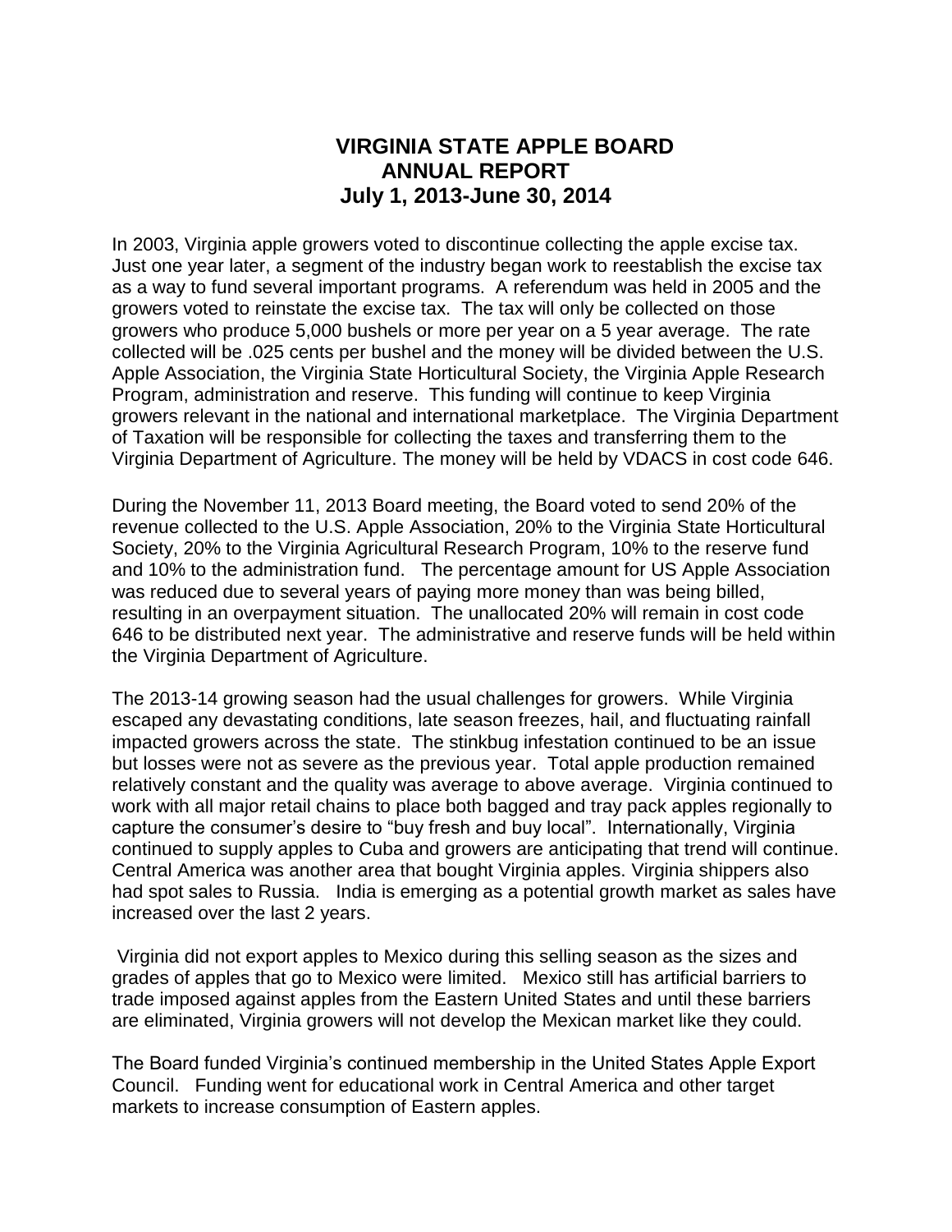# VIRGINIA STATE APPLE BOARD
## ANNUAL REPORT
## July 1, 2013-June 30, 2014

In 2003, Virginia apple growers voted to discontinue collecting the apple excise tax. Just one year later, a segment of the industry began work to reestablish the excise tax as a way to fund several important programs. A referendum was held in 2005 and the growers voted to reinstate the excise tax. The tax will only be collected on those growers who produce 5,000 bushels or more per year on a 5 year average. The rate collected will be .025 cents per bushel and the money will be divided between the U.S. Apple Association, the Virginia State Horticultural Society, the Virginia Apple Research Program, administration and reserve. This funding will continue to keep Virginia growers relevant in the national and international marketplace. The Virginia Department of Taxation will be responsible for collecting the taxes and transferring them to the Virginia Department of Agriculture. The money will be held by VDACS in cost code 646.

During the November 11, 2013 Board meeting, the Board voted to send 20% of the revenue collected to the U.S. Apple Association, 20% to the Virginia State Horticultural Society, 20% to the Virginia Agricultural Research Program, 10% to the reserve fund and 10% to the administration fund. The percentage amount for US Apple Association was reduced due to several years of paying more money than was being billed, resulting in an overpayment situation. The unallocated 20% will remain in cost code 646 to be distributed next year. The administrative and reserve funds will be held within the Virginia Department of Agriculture.

The 2013-14 growing season had the usual challenges for growers. While Virginia escaped any devastating conditions, late season freezes, hail, and fluctuating rainfall impacted growers across the state. The stinkbug infestation continued to be an issue but losses were not as severe as the previous year. Total apple production remained relatively constant and the quality was average to above average. Virginia continued to work with all major retail chains to place both bagged and tray pack apples regionally to capture the consumer's desire to "buy fresh and buy local". Internationally, Virginia continued to supply apples to Cuba and growers are anticipating that trend will continue. Central America was another area that bought Virginia apples. Virginia shippers also had spot sales to Russia. India is emerging as a potential growth market as sales have increased over the last 2 years.

Virginia did not export apples to Mexico during this selling season as the sizes and grades of apples that go to Mexico were limited. Mexico still has artificial barriers to trade imposed against apples from the Eastern United States and until these barriers are eliminated, Virginia growers will not develop the Mexican market like they could.

The Board funded Virginia's continued membership in the United States Apple Export Council. Funding went for educational work in Central America and other target markets to increase consumption of Eastern apples.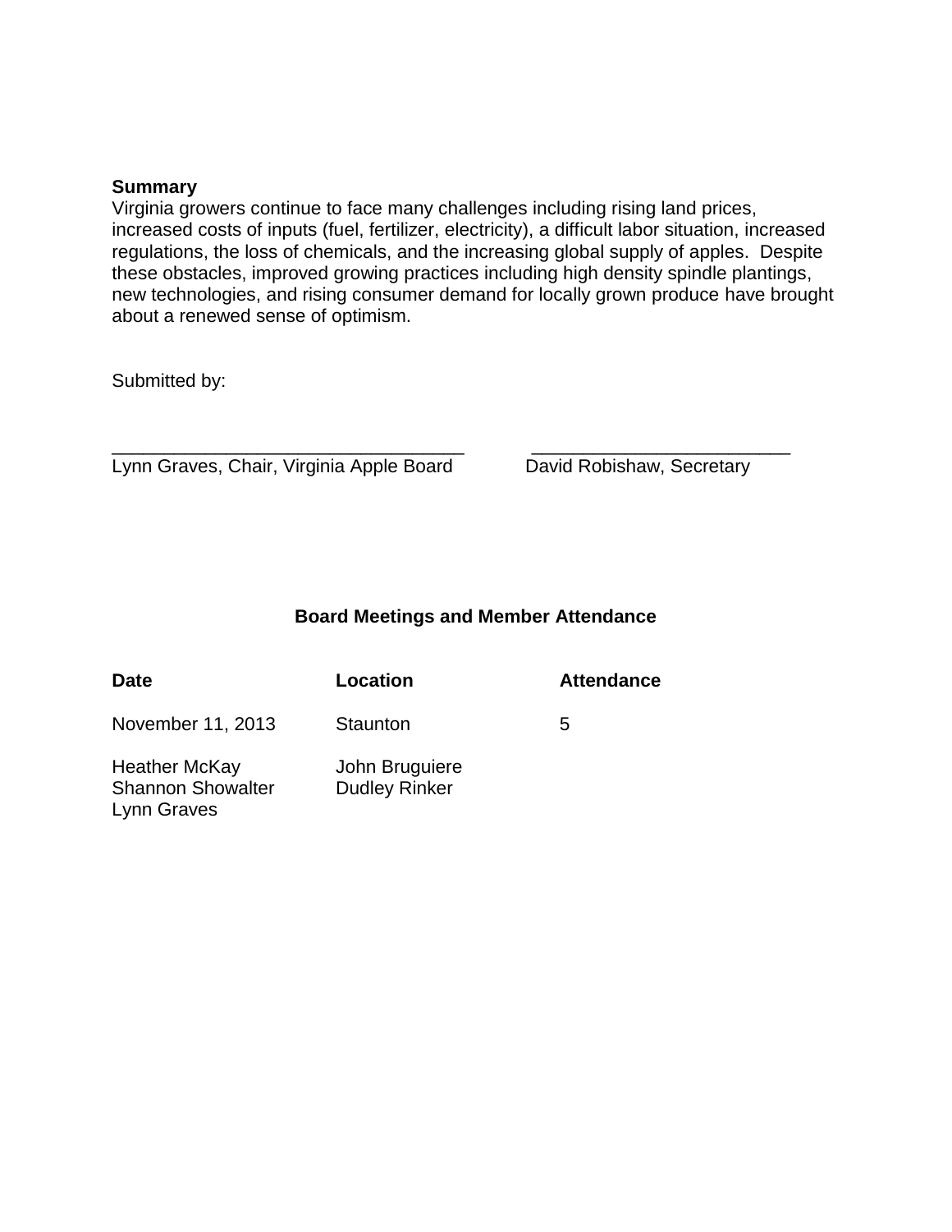**Summary**

Virginia growers continue to face many challenges including rising land prices, increased costs of inputs (fuel, fertilizer, electricity), a difficult labor situation, increased regulations, the loss of chemicals, and the increasing global supply of apples. Despite these obstacles, improved growing practices including high density spindle plantings, new technologies, and rising consumer demand for locally grown produce have brought about a renewed sense of optimism.

Submitted by:

| ___________________________________ | __________________________ |
|---|---|
| Lynn Graves, Chair, Virginia Apple Board | David Robishaw, Secretary |

### Board Meetings and Member Attendance

| **Date** | **Location** | **Attendance** |
|---|---|---|
| November 11, 2013 | Staunton | 5 |

Heather McKay
Shannon Showalter
Lynn Graves

John Bruguiere
Dudley Rinker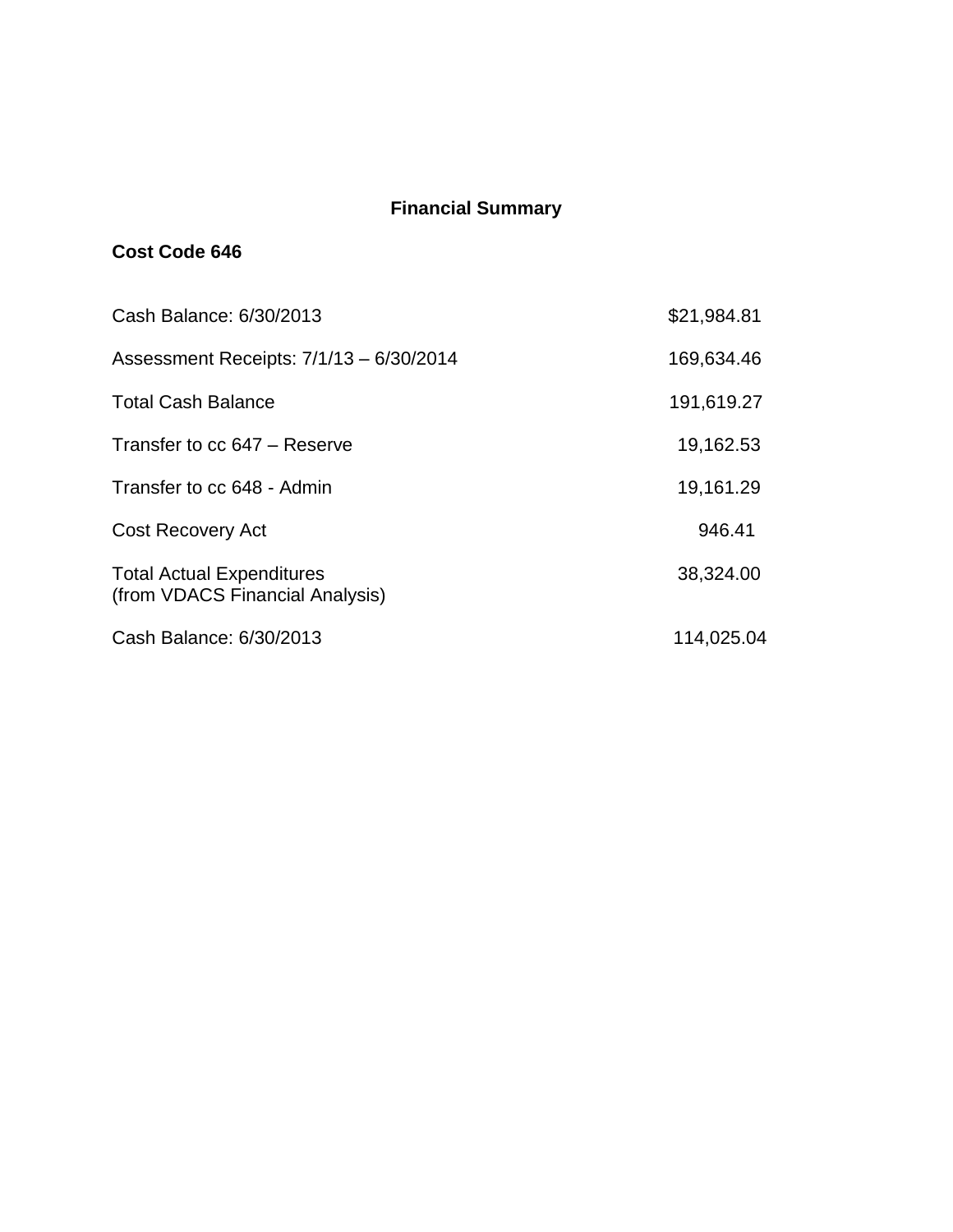**Financial Summary**

**Cost Code 646**

| | |
|---|---|
| Cash Balance: 6/30/2013 | $21,984.81 |
| Assessment Receipts: 7/1/13 – 6/30/2014 | 169,634.46 |
| Total Cash Balance | 191,619.27 |
| Transfer to cc 647 – Reserve | 19,162.53 |
| Transfer to cc 648 - Admin | 19,161.29 |
| Cost Recovery Act | 946.41 |
| Total Actual Expenditures (from VDACS Financial Analysis) | 38,324.00 |
| Cash Balance: 6/30/2013 | 114,025.04 |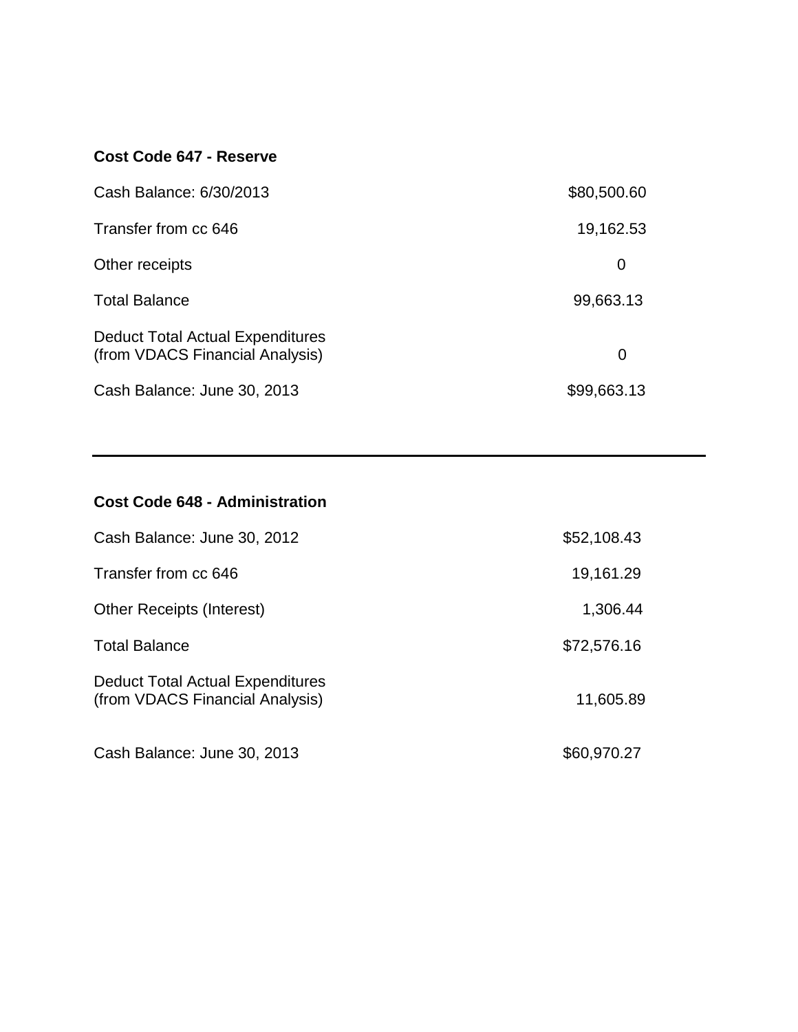**Cost Code 647 - Reserve**

| | |
|---|---|
| Cash Balance: 6/30/2013 | $80,500.60 |
| Transfer from cc 646 | 19,162.53 |
| Other receipts | 0 |
| Total Balance | 99,663.13 |
| Deduct Total Actual Expenditures (from VDACS Financial Analysis) | 0 |
| Cash Balance: June 30, 2013 | $99,663.13 |

---

**Cost Code 648 - Administration**

| | |
|---|---|
| Cash Balance: June 30, 2012 | $52,108.43 |
| Transfer from cc 646 | 19,161.29 |
| Other Receipts (Interest) | 1,306.44 |
| Total Balance | $72,576.16 |
| Deduct Total Actual Expenditures (from VDACS Financial Analysis) | 11,605.89 |
| Cash Balance: June 30, 2013 | $60,970.27 |